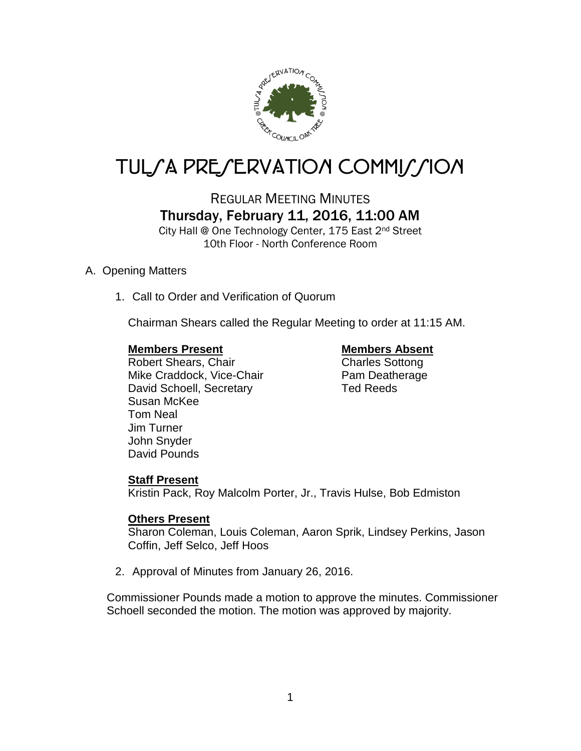# TULSA PRESERVATION COMMISSION

## REGULAR MEETING MINUTES

### Thursday, February 11, 2016, 11:00 AM

City Hall @ One Technology Center, 175 East 2nd Street
10th Floor - North Conference Room

A. Opening Matters

1. Call to Order and Verification of Quorum

   Chairman Shears called the Regular Meeting to order at 11:15 AM.

   **Members Present**
   Robert Shears, Chair
   Mike Craddock, Vice-Chair
   David Schoell, Secretary
   Susan McKee
   Tom Neal
   Jim Turner
   John Snyder
   David Pounds

   **Members Absent**
   Charles Sottong
   Pam Deatherage
   Ted Reeds

   **Staff Present**
   Kristin Pack, Roy Malcolm Porter, Jr., Travis Hulse, Bob Edmiston

   **Others Present**
   Sharon Coleman, Louis Coleman, Aaron Sprik, Lindsey Perkins, Jason Coffin, Jeff Selco, Jeff Hoos

2. Approval of Minutes from January 26, 2016.

Commissioner Pounds made a motion to approve the minutes. Commissioner Schoell seconded the motion. The motion was approved by majority.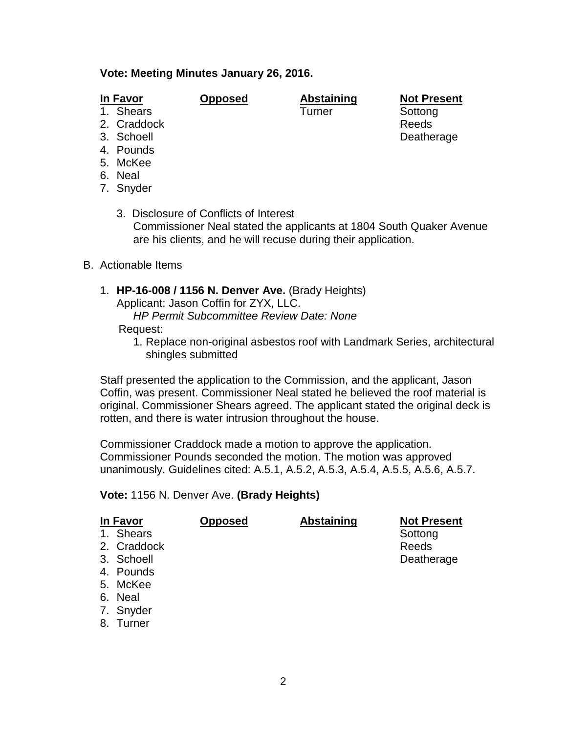**Vote: Meeting Minutes January 26, 2016.**

| In Favor | Opposed | Abstaining | Not Present |
| --- | --- | --- | --- |
| 1. Shears | | Turner | Sottong |
| 2. Craddock | | | Reeds |
| 3. Schoell | | | Deatherage |
| 4. Pounds | | | |
| 5. McKee | | | |
| 6. Neal | | | |
| 7. Snyder | | | |

3. Disclosure of Conflicts of Interest
   Commissioner Neal stated the applicants at 1804 South Quaker Avenue are his clients, and he will recuse during their application.

B. Actionable Items

1. **HP-16-008 / 1156 N. Denver Ave.** (Brady Heights)
   Applicant: Jason Coffin for ZYX, LLC.
   *HP Permit Subcommittee Review Date: None*
   Request:
   1. Replace non-original asbestos roof with Landmark Series, architectural shingles submitted

Staff presented the application to the Commission, and the applicant, Jason Coffin, was present. Commissioner Neal stated he believed the roof material is original. Commissioner Shears agreed. The applicant stated the original deck is rotten, and there is water intrusion throughout the house.

Commissioner Craddock made a motion to approve the application. Commissioner Pounds seconded the motion. The motion was approved unanimously. Guidelines cited: A.5.1, A.5.2, A.5.3, A.5.4, A.5.5, A.5.6, A.5.7.

**Vote:** 1156 N. Denver Ave. **(Brady Heights)**

| In Favor | Opposed | Abstaining | Not Present |
| --- | --- | --- | --- |
| 1. Shears | | | Sottong |
| 2. Craddock | | | Reeds |
| 3. Schoell | | | Deatherage |
| 4. Pounds | | | |
| 5. McKee | | | |
| 6. Neal | | | |
| 7. Snyder | | | |
| 8. Turner | | | |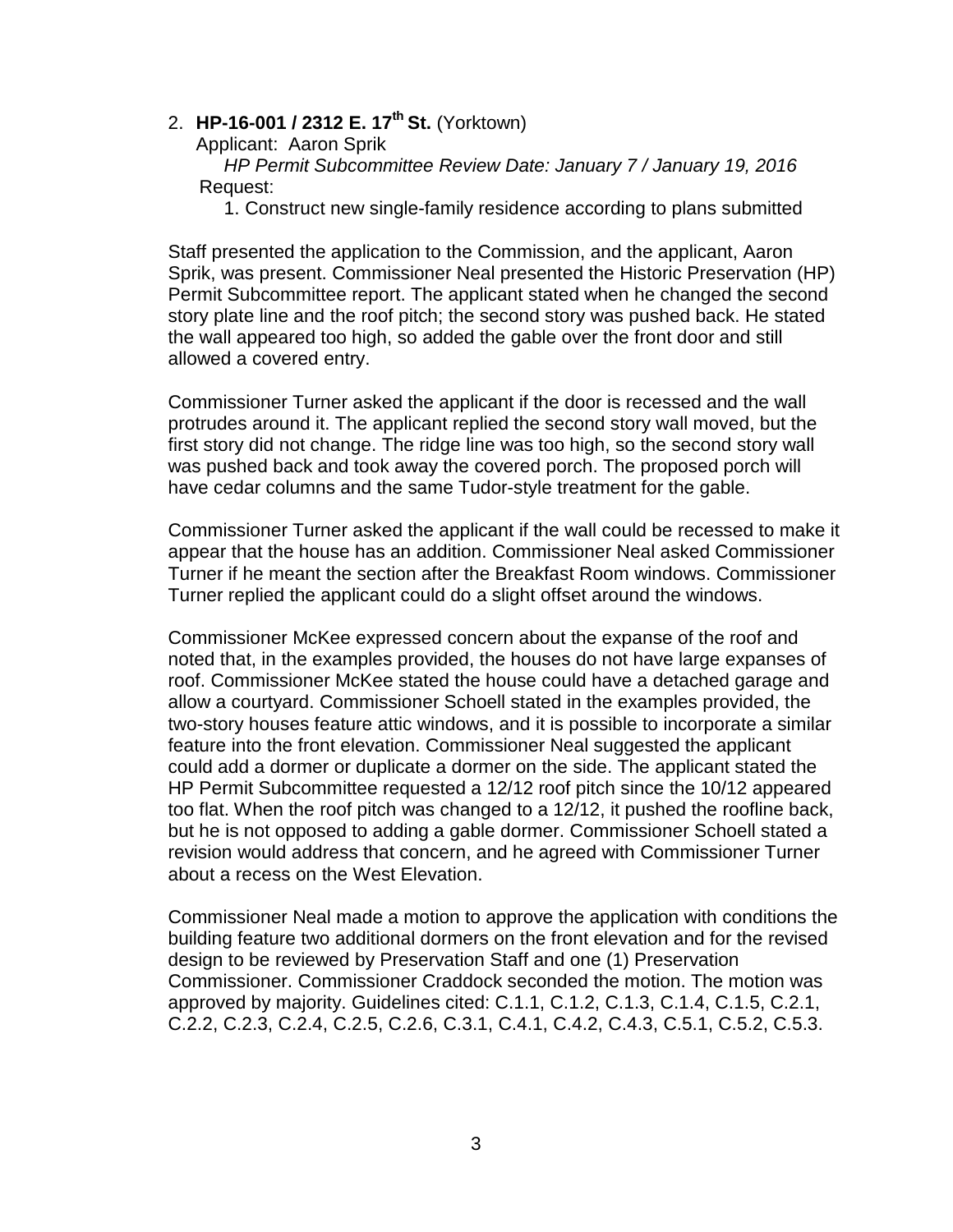2. **HP-16-001 / 2312 E. 17th St.** (Yorktown)

Applicant: Aaron Sprik

*HP Permit Subcommittee Review Date: January 7 / January 19, 2016*

Request:

1. Construct new single-family residence according to plans submitted

Staff presented the application to the Commission, and the applicant, Aaron Sprik, was present. Commissioner Neal presented the Historic Preservation (HP) Permit Subcommittee report. The applicant stated when he changed the second story plate line and the roof pitch; the second story was pushed back. He stated the wall appeared too high, so added the gable over the front door and still allowed a covered entry.

Commissioner Turner asked the applicant if the door is recessed and the wall protrudes around it. The applicant replied the second story wall moved, but the first story did not change. The ridge line was too high, so the second story wall was pushed back and took away the covered porch. The proposed porch will have cedar columns and the same Tudor-style treatment for the gable.

Commissioner Turner asked the applicant if the wall could be recessed to make it appear that the house has an addition. Commissioner Neal asked Commissioner Turner if he meant the section after the Breakfast Room windows. Commissioner Turner replied the applicant could do a slight offset around the windows.

Commissioner McKee expressed concern about the expanse of the roof and noted that, in the examples provided, the houses do not have large expanses of roof. Commissioner McKee stated the house could have a detached garage and allow a courtyard. Commissioner Schoell stated in the examples provided, the two-story houses feature attic windows, and it is possible to incorporate a similar feature into the front elevation. Commissioner Neal suggested the applicant could add a dormer or duplicate a dormer on the side. The applicant stated the HP Permit Subcommittee requested a 12/12 roof pitch since the 10/12 appeared too flat. When the roof pitch was changed to a 12/12, it pushed the roofline back, but he is not opposed to adding a gable dormer. Commissioner Schoell stated a revision would address that concern, and he agreed with Commissioner Turner about a recess on the West Elevation.

Commissioner Neal made a motion to approve the application with conditions the building feature two additional dormers on the front elevation and for the revised design to be reviewed by Preservation Staff and one (1) Preservation Commissioner. Commissioner Craddock seconded the motion. The motion was approved by majority. Guidelines cited: C.1.1, C.1.2, C.1.3, C.1.4, C.1.5, C.2.1, C.2.2, C.2.3, C.2.4, C.2.5, C.2.6, C.3.1, C.4.1, C.4.2, C.4.3, C.5.1, C.5.2, C.5.3.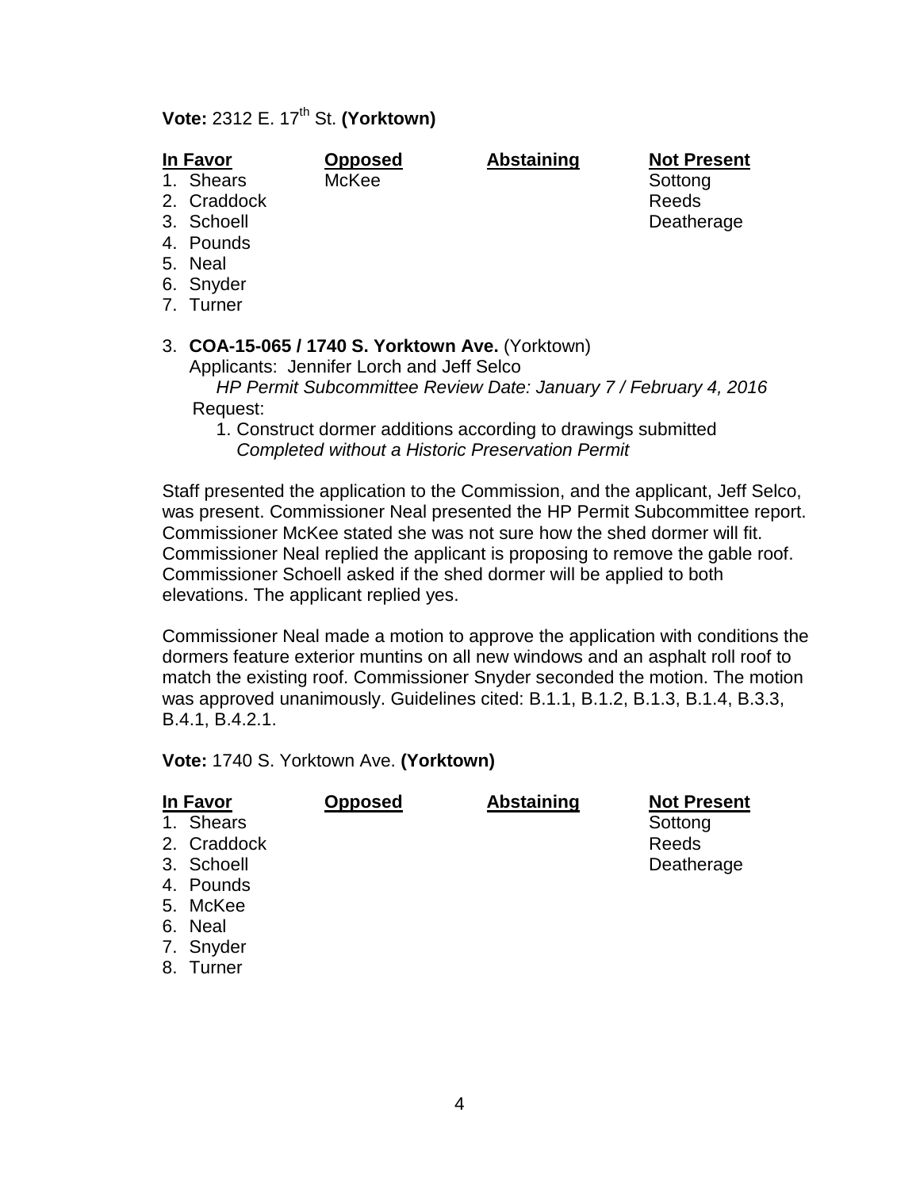**Vote:** 2312 E. 17th St. **(Yorktown)**

| In Favor | Opposed | Abstaining | Not Present |
|---|---|---|---|
| 1. Shears | McKee | | Sottong |
| 2. Craddock | | | Reeds |
| 3. Schoell | | | Deatherage |
| 4. Pounds | | | |
| 5. Neal | | | |
| 6. Snyder | | | |
| 7. Turner | | | |

3. **COA-15-065 / 1740 S. Yorktown Ave.** (Yorktown)
   Applicants: Jennifer Lorch and Jeff Selco
   *HP Permit Subcommittee Review Date: January 7 / February 4, 2016*
   Request:
   1. Construct dormer additions according to drawings submitted
      *Completed without a Historic Preservation Permit*

Staff presented the application to the Commission, and the applicant, Jeff Selco, was present. Commissioner Neal presented the HP Permit Subcommittee report. Commissioner McKee stated she was not sure how the shed dormer will fit. Commissioner Neal replied the applicant is proposing to remove the gable roof. Commissioner Schoell asked if the shed dormer will be applied to both elevations. The applicant replied yes.

Commissioner Neal made a motion to approve the application with conditions the dormers feature exterior muntins on all new windows and an asphalt roll roof to match the existing roof. Commissioner Snyder seconded the motion. The motion was approved unanimously. Guidelines cited: B.1.1, B.1.2, B.1.3, B.1.4, B.3.3, B.4.1, B.4.2.1.

**Vote:** 1740 S. Yorktown Ave. **(Yorktown)**

| In Favor | Opposed | Abstaining | Not Present |
|---|---|---|---|
| 1. Shears | | | Sottong |
| 2. Craddock | | | Reeds |
| 3. Schoell | | | Deatherage |
| 4. Pounds | | | |
| 5. McKee | | | |
| 6. Neal | | | |
| 7. Snyder | | | |
| 8. Turner | | | |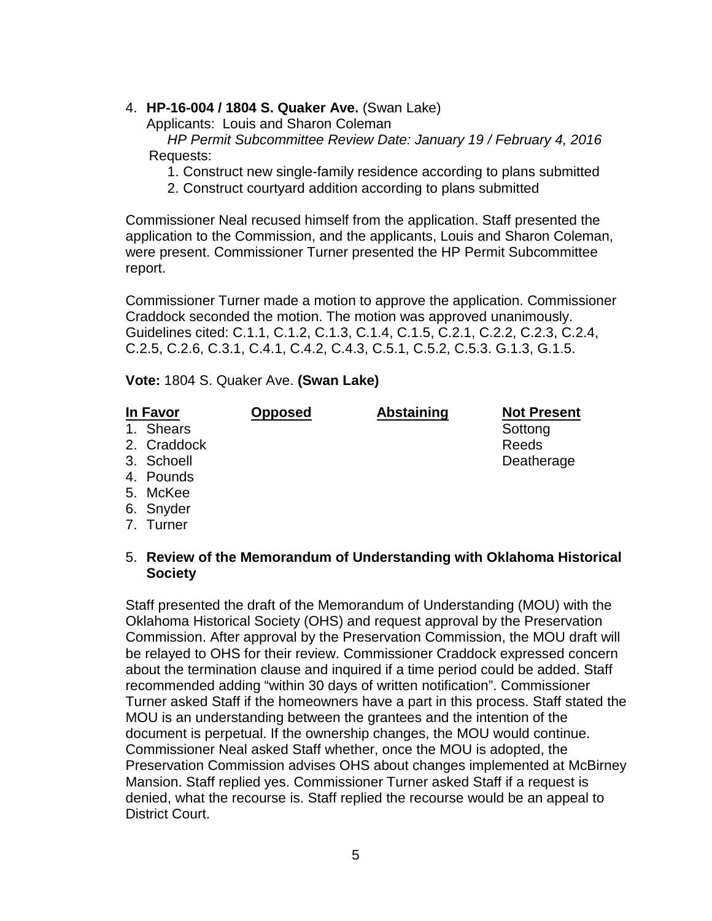4. **HP-16-004 / 1804 S. Quaker Ave.** (Swan Lake)
   Applicants: Louis and Sharon Coleman
   *HP Permit Subcommittee Review Date: January 19 / February 4, 2016*
   Requests:
   1. Construct new single-family residence according to plans submitted
   2. Construct courtyard addition according to plans submitted

Commissioner Neal recused himself from the application. Staff presented the application to the Commission, and the applicants, Louis and Sharon Coleman, were present. Commissioner Turner presented the HP Permit Subcommittee report.

Commissioner Turner made a motion to approve the application. Commissioner Craddock seconded the motion. The motion was approved unanimously. Guidelines cited: C.1.1, C.1.2, C.1.3, C.1.4, C.1.5, C.2.1, C.2.2, C.2.3, C.2.4, C.2.5, C.2.6, C.3.1, C.4.1, C.4.2, C.4.3, C.5.1, C.5.2, C.5.3. G.1.3, G.1.5.

**Vote:** 1804 S. Quaker Ave. **(Swan Lake)**

| In Favor | Opposed | Abstaining | Not Present |
|---|---|---|---|
| 1. Shears | | | Sottong |
| 2. Craddock | | | Reeds |
| 3. Schoell | | | Deatherage |
| 4. Pounds | | | |
| 5. McKee | | | |
| 6. Snyder | | | |
| 7. Turner | | | |

5. **Review of the Memorandum of Understanding with Oklahoma Historical Society**

Staff presented the draft of the Memorandum of Understanding (MOU) with the Oklahoma Historical Society (OHS) and request approval by the Preservation Commission. After approval by the Preservation Commission, the MOU draft will be relayed to OHS for their review. Commissioner Craddock expressed concern about the termination clause and inquired if a time period could be added. Staff recommended adding "within 30 days of written notification". Commissioner Turner asked Staff if the homeowners have a part in this process. Staff stated the MOU is an understanding between the grantees and the intention of the document is perpetual. If the ownership changes, the MOU would continue. Commissioner Neal asked Staff whether, once the MOU is adopted, the Preservation Commission advises OHS about changes implemented at McBirney Mansion. Staff replied yes. Commissioner Turner asked Staff if a request is denied, what the recourse is. Staff replied the recourse would be an appeal to District Court.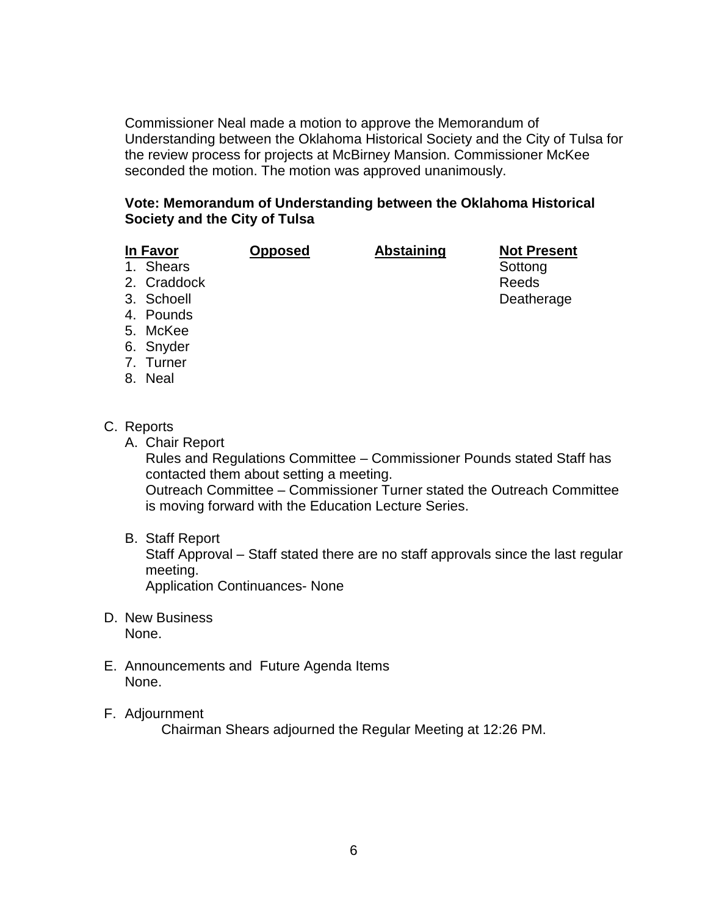Commissioner Neal made a motion to approve the Memorandum of Understanding between the Oklahoma Historical Society and the City of Tulsa for the review process for projects at McBirney Mansion. Commissioner McKee seconded the motion. The motion was approved unanimously.

**Vote: Memorandum of Understanding between the Oklahoma Historical Society and the City of Tulsa**

| In Favor | Opposed | Abstaining | Not Present |
|---|---|---|---|
| 1. Shears | | | Sottong |
| 2. Craddock | | | Reeds |
| 3. Schoell | | | Deatherage |
| 4. Pounds | | | |
| 5. McKee | | | |
| 6. Snyder | | | |
| 7. Turner | | | |
| 8. Neal | | | |

C. Reports

A. Chair Report

Rules and Regulations Committee – Commissioner Pounds stated Staff has contacted them about setting a meeting.

Outreach Committee – Commissioner Turner stated the Outreach Committee is moving forward with the Education Lecture Series.

B. Staff Report

Staff Approval – Staff stated there are no staff approvals since the last regular meeting.

Application Continuances- None

D. New Business

None.

E. Announcements and Future Agenda Items

None.

F. Adjournment

Chairman Shears adjourned the Regular Meeting at 12:26 PM.